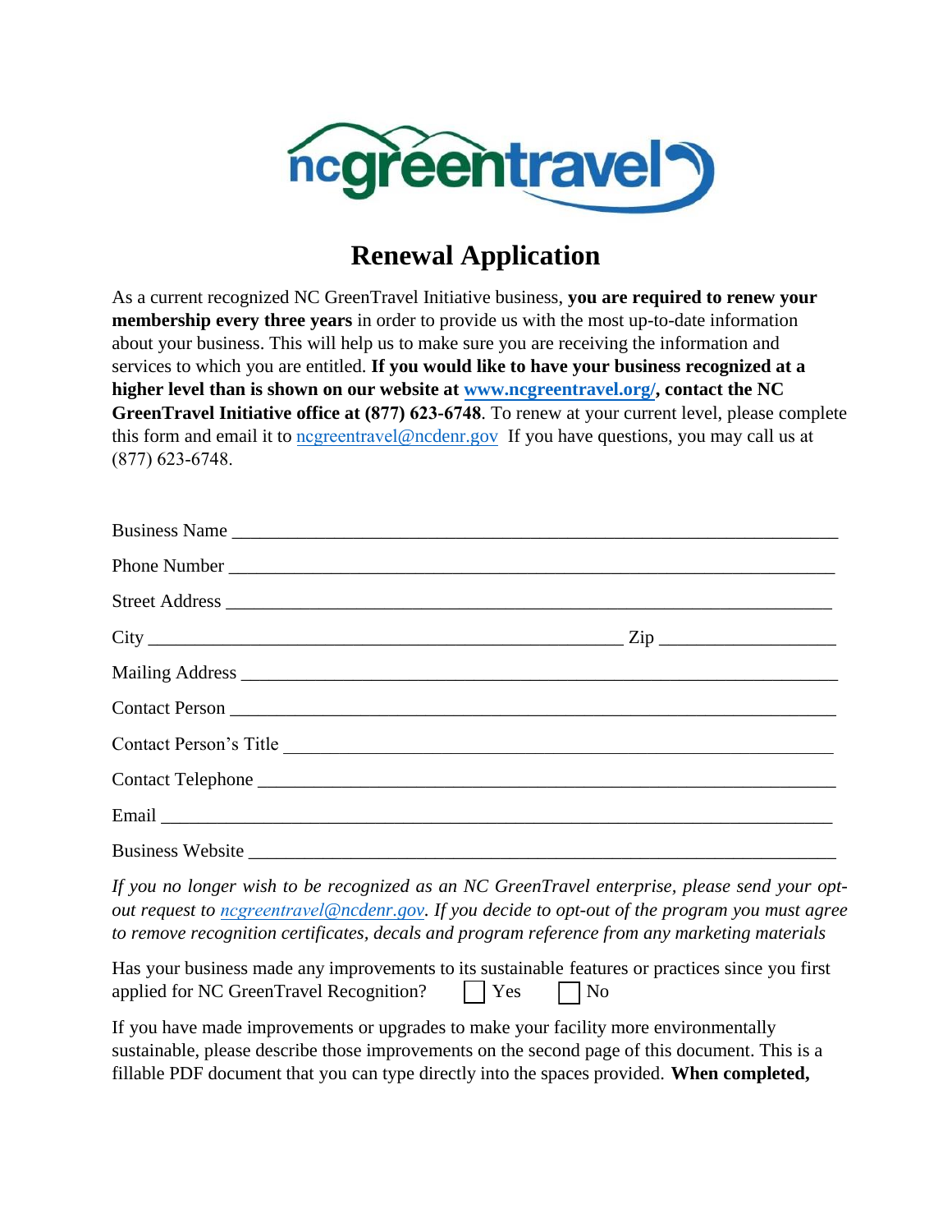ncgreentravel

# Renewal Application

As a current recognized NC GreenTravel Initiative business, **you are required to renew your membership every three years** in order to provide us with the most up-to-date information about your business. This will help us to make sure you are receiving the information and services to which you are entitled. **If you would like to have your business recognized at a higher level than is shown on our website at www.ncgreentravel.org/, contact the NC GreenTravel Initiative office at (877) 623-6748**. To renew at your current level, please complete this form and email it to ncgreentravel@ncdenr.gov If you have questions, you may call us at (877) 623-6748.

Business Name ___________________________________________________________

Phone Number ___________________________________________________________

Street Address ___________________________________________________________

City ___________________________________________ Zip ________________

Mailing Address _________________________________________________________

Contact Person __________________________________________________________

Contact Person's Title ____________________________________________________

Contact Telephone _______________________________________________________

Email _________________________________________________________________

Business Website ________________________________________________________

*If you no longer wish to be recognized as an NC GreenTravel enterprise, please send your opt-out request to ncgreentravel@ncdenr.gov. If you decide to opt-out of the program you must agree to remove recognition certificates, decals and program reference from any marketing materials*

Has your business made any improvements to its sustainable features or practices since you first applied for NC GreenTravel Recognition? ☐ Yes ☐ No

If you have made improvements or upgrades to make your facility more environmentally sustainable, please describe those improvements on the second page of this document. This is a fillable PDF document that you can type directly into the spaces provided. **When completed,**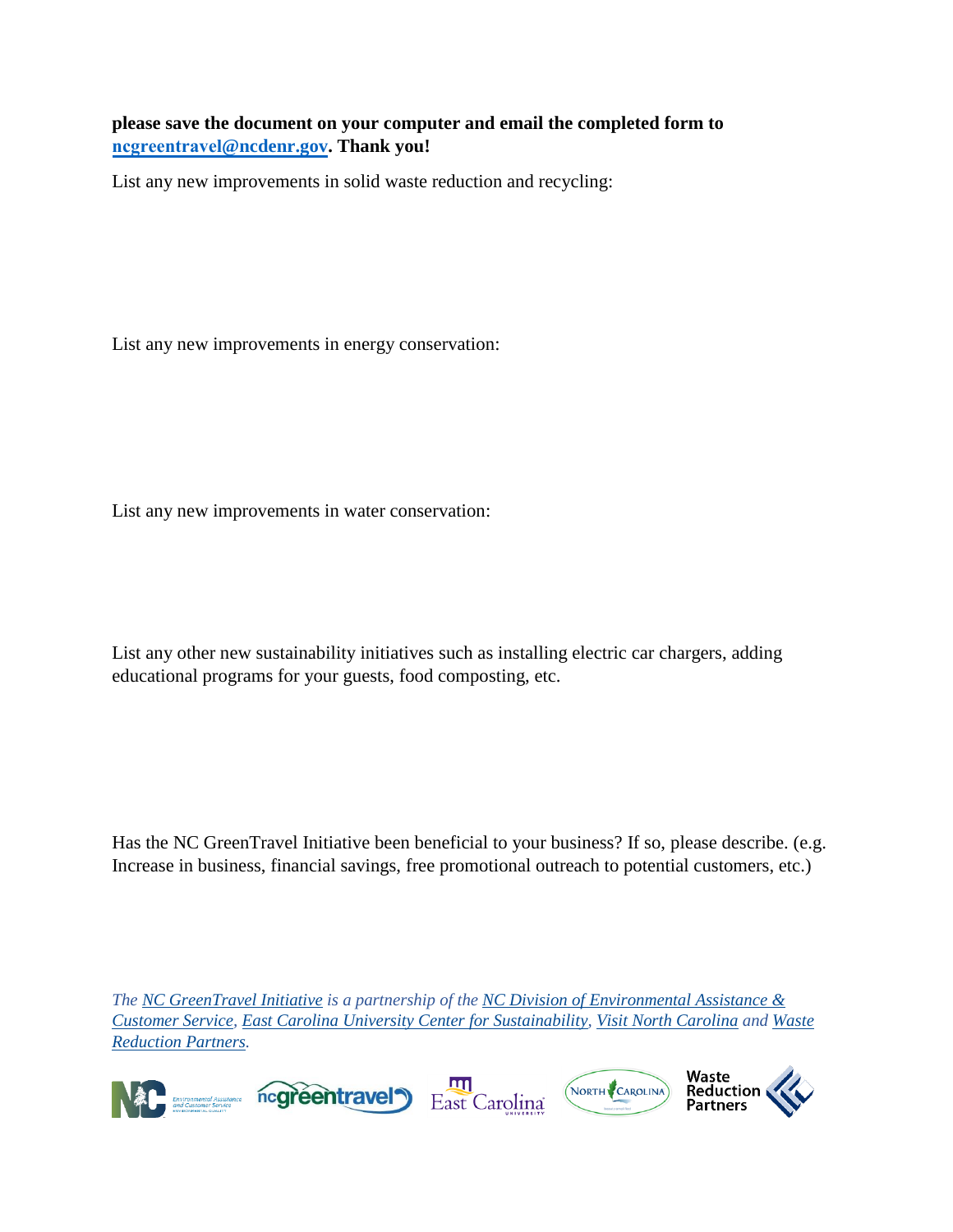**please save the document on your computer and email the completed form to [ncgreentravel@ncdenr.gov](mailto:ncgreentravel@ncdenr.gov). Thank you!**

List any new improvements in solid waste reduction and recycling:

List any new improvements in energy conservation:

List any new improvements in water conservation:

List any other new sustainability initiatives such as installing electric car chargers, adding educational programs for your guests, food composting, etc.

Has the NC GreenTravel Initiative been beneficial to your business? If so, please describe. (e.g. Increase in business, financial savings, free promotional outreach to potential customers, etc.)

*The NC GreenTravel Initiative is a partnership of the NC Division of Environmental Assistance & Customer Service, East Carolina University Center for Sustainability, Visit North Carolina and Waste Reduction Partners.*